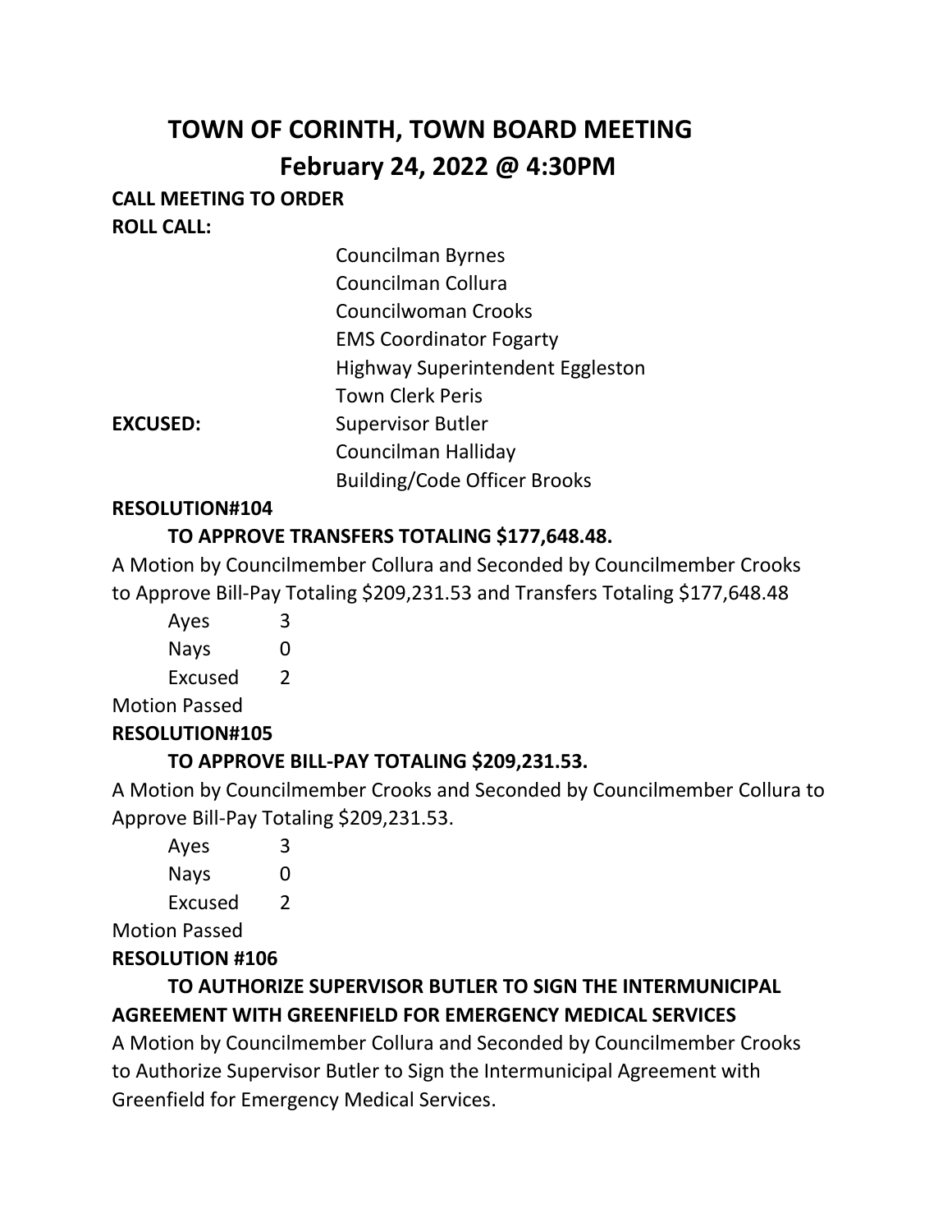# TOWN OF CORINTH, TOWN BOARD MEETING

## February 24, 2022 @ 4:30PM

**CALL MEETING TO ORDER**

**ROLL CALL:**

| | |
|---|---|
| | Councilman Byrnes |
| | Councilman Collura |
| | Councilwoman Crooks |
| | EMS Coordinator Fogarty |
| | Highway Superintendent Eggleston |
| | Town Clerk Peris |
| **EXCUSED:** | Supervisor Butler |
| | Councilman Halliday |
| | Building/Code Officer Brooks |

**RESOLUTION#104**

**TO APPROVE TRANSFERS TOTALING $177,648.48.**

A Motion by Councilmember Collura and Seconded by Councilmember Crooks to Approve Bill-Pay Totaling $209,231.53 and Transfers Totaling $177,648.48

Ayes 3
Nays 0
Excused 2

Motion Passed

**RESOLUTION#105**

**TO APPROVE BILL-PAY TOTALING $209,231.53.**

A Motion by Councilmember Crooks and Seconded by Councilmember Collura to Approve Bill-Pay Totaling $209,231.53.

Ayes 3
Nays 0
Excused 2

Motion Passed

**RESOLUTION #106**

**TO AUTHORIZE SUPERVISOR BUTLER TO SIGN THE INTERMUNICIPAL AGREEMENT WITH GREENFIELD FOR EMERGENCY MEDICAL SERVICES**

A Motion by Councilmember Collura and Seconded by Councilmember Crooks to Authorize Supervisor Butler to Sign the Intermunicipal Agreement with Greenfield for Emergency Medical Services.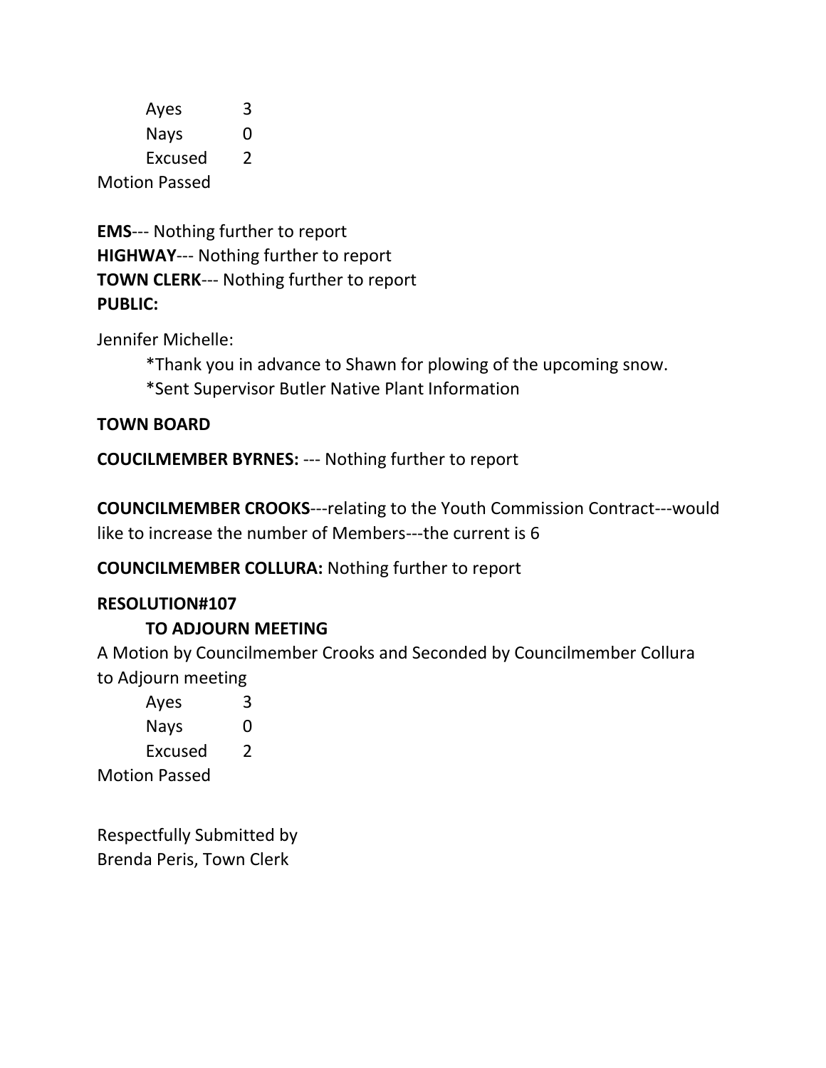Ayes 3
Nays 0
Excused 2
Motion Passed

**EMS**--- Nothing further to report
**HIGHWAY**--- Nothing further to report
**TOWN CLERK**--- Nothing further to report
**PUBLIC:**

Jennifer Michelle:

*Thank you in advance to Shawn for plowing of the upcoming snow.
*Sent Supervisor Butler Native Plant Information

**TOWN BOARD**

**COUCILMEMBER BYRNES:** --- Nothing further to report

**COUNCILMEMBER CROOKS**---relating to the Youth Commission Contract---would like to increase the number of Members---the current is 6

**COUNCILMEMBER COLLURA:** Nothing further to report

**RESOLUTION#107**

**TO ADJOURN MEETING**

A Motion by Councilmember Crooks and Seconded by Councilmember Collura to Adjourn meeting

Ayes 3
Nays 0
Excused 2
Motion Passed

Respectfully Submitted by
Brenda Peris, Town Clerk